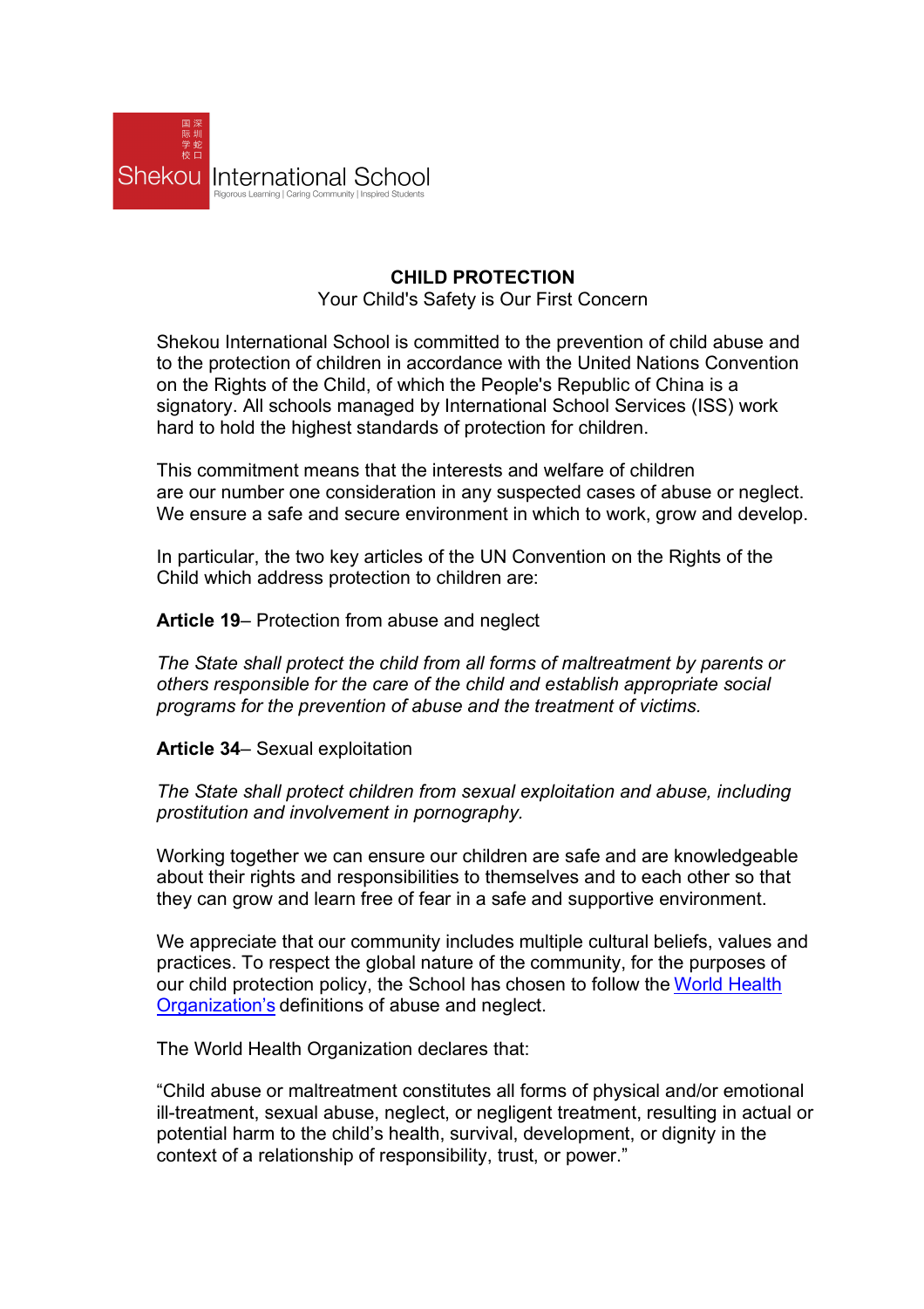深圳蛇口国际学校

Shekou International School

Rigorous Learning | Caring Community | Inspired Students

# CHILD PROTECTION

Your Child's Safety is Our First Concern

Shekou International School is committed to the prevention of child abuse and to the protection of children in accordance with the United Nations Convention on the Rights of the Child, of which the People's Republic of China is a signatory. All schools managed by International School Services (ISS) work hard to hold the highest standards of protection for children.

This commitment means that the interests and welfare of children are our number one consideration in any suspected cases of abuse or neglect. We ensure a safe and secure environment in which to work, grow and develop.

In particular, the two key articles of the UN Convention on the Rights of the Child which address protection to children are:

**Article 19**– Protection from abuse and neglect

*The State shall protect the child from all forms of maltreatment by parents or others responsible for the care of the child and establish appropriate social programs for the prevention of abuse and the treatment of victims.*

**Article 34**– Sexual exploitation

*The State shall protect children from sexual exploitation and abuse, including prostitution and involvement in pornography.*

Working together we can ensure our children are safe and are knowledgeable about their rights and responsibilities to themselves and to each other so that they can grow and learn free of fear in a safe and supportive environment.

We appreciate that our community includes multiple cultural beliefs, values and practices. To respect the global nature of the community, for the purposes of our child protection policy, the School has chosen to follow the World Health Organization's definitions of abuse and neglect.

The World Health Organization declares that:

"Child abuse or maltreatment constitutes all forms of physical and/or emotional ill-treatment, sexual abuse, neglect, or negligent treatment, resulting in actual or potential harm to the child's health, survival, development, or dignity in the context of a relationship of responsibility, trust, or power."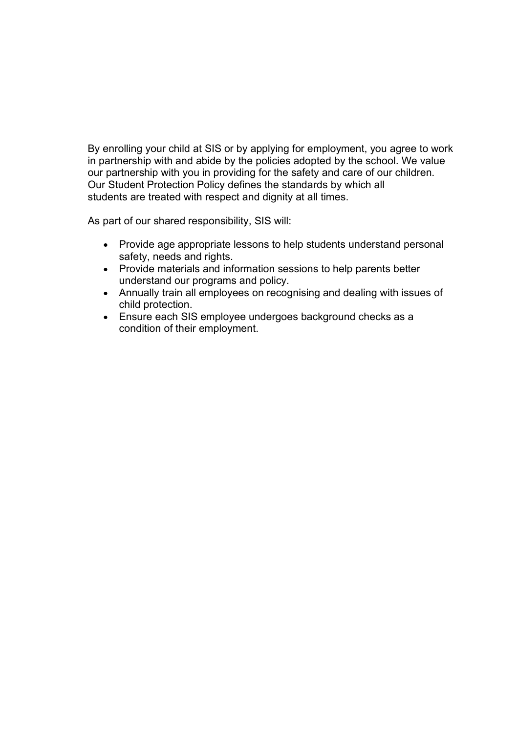By enrolling your child at SIS or by applying for employment, you agree to work in partnership with and abide by the policies adopted by the school. We value our partnership with you in providing for the safety and care of our children. Our Student Protection Policy defines the standards by which all students are treated with respect and dignity at all times.

As part of our shared responsibility, SIS will:

- Provide age appropriate lessons to help students understand personal safety, needs and rights.
- Provide materials and information sessions to help parents better understand our programs and policy.
- Annually train all employees on recognising and dealing with issues of child protection.
- Ensure each SIS employee undergoes background checks as a condition of their employment.